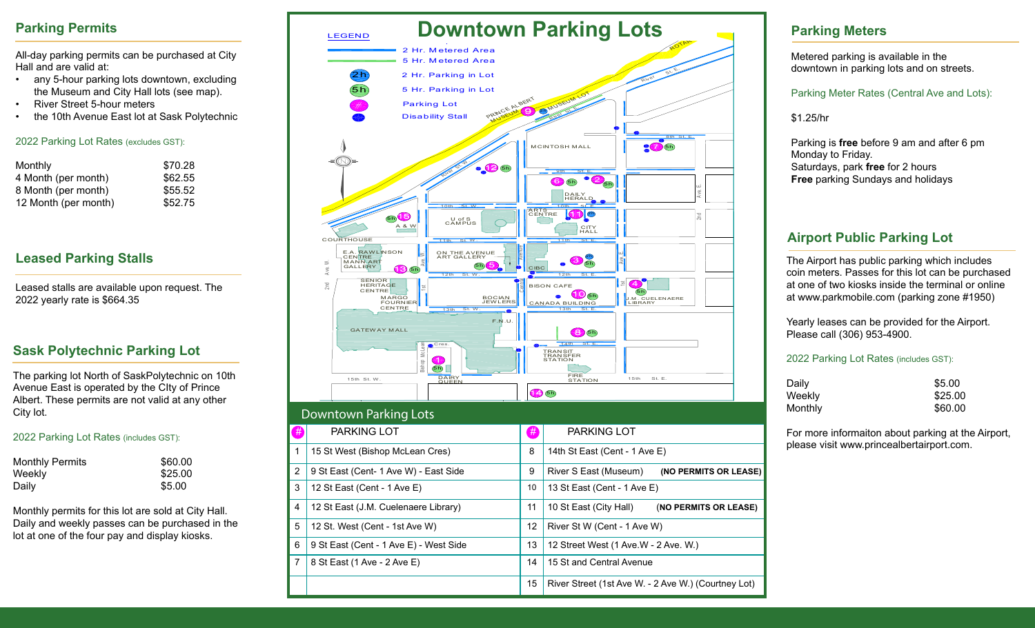## Parking Permits

All-day parking permits can be purchased at City Hall and are valid at:

- any 5-hour parking lots downtown, excluding the Museum and City Hall lots (see map).
- River Street 5-hour meters
- the 10th Avenue East lot at Sask Polytechnic

2022 Parking Lot Rates (excludes GST):

| | |
|---|---|
| Monthly | $70.28 |
| 4 Month (per month) | $62.55 |
| 8 Month (per month) | $55.52 |
| 12 Month (per month) | $52.75 |

## Leased Parking Stalls

Leased stalls are available upon request. The 2022 yearly rate is $664.35

## Sask Polytechnic Parking Lot

The parking lot North of SaskPolytechnic on 10th Avenue East is operated by the CIty of Prince Albert. These permits are not valid at any other City lot.

2022 Parking Lot Rates (includes GST):

| | |
|---|---|
| Monthly Permits | $60.00 |
| Weekly | $25.00 |
| Daily | $5.00 |

Monthly permits for this lot are sold at City Hall. Daily and weekly passes can be purchased in the lot at one of the four pay and display kiosks.

# Downtown Parking Lots

LEGEND

- 2 Hr. Metered Area
- 5 Hr. Metered Area
- 2h — 2 Hr. Parking in Lot
- 5h — 5 Hr. Parking in Lot
- Parking Lot
- Disability Stall

## Downtown Parking Lots

| # | PARKING LOT | # | PARKING LOT |
|---|---|---|---|
| 1 | 15 St West (Bishop McLean Cres) | 8 | 14th St East (Cent - 1 Ave E) |
| 2 | 9 St East (Cent- 1 Ave W) - East Side | 9 | River S East (Museum) **(NO PERMITS OR LEASE)** |
| 3 | 12 St East (Cent - 1 Ave E) | 10 | 13 St East (Cent - 1 Ave E) |
| 4 | 12 St East (J.M. Cuelenaere Library) | 11 | 10 St East (City Hall) **(NO PERMITS OR LEASE)** |
| 5 | 12 St. West (Cent - 1st Ave W) | 12 | River St W (Cent - 1 Ave W) |
| 6 | 9 St East (Cent - 1 Ave E) - West Side | 13 | 12 Street West (1 Ave.W - 2 Ave. W.) |
| 7 | 8 St East (1 Ave - 2 Ave E) | 14 | 15 St and Central Avenue |
| | | 15 | River Street (1st Ave W. - 2 Ave W.) (Courtney Lot) |

## Parking Meters

Metered parking is available in the downtown in parking lots and on streets.

Parking Meter Rates (Central Ave and Lots):

$1.25/hr

Parking is **free** before 9 am and after 6 pm Monday to Friday.
Saturdays, park **free** for 2 hours
**Free** parking Sundays and holidays

## Airport Public Parking Lot

The Airport has public parking which includes coin meters. Passes for this lot can be purchased at one of two kiosks inside the terminal or online at www.parkmobile.com (parking zone #1950)

Yearly leases can be provided for the Airport. Please call (306) 953-4900.

2022 Parking Lot Rates (includes GST):

| | |
|---|---|
| Daily | $5.00 |
| Weekly | $25.00 |
| Monthly | $60.00 |

For more informaiton about parking at the Airport, please visit www.princealbertairport.com.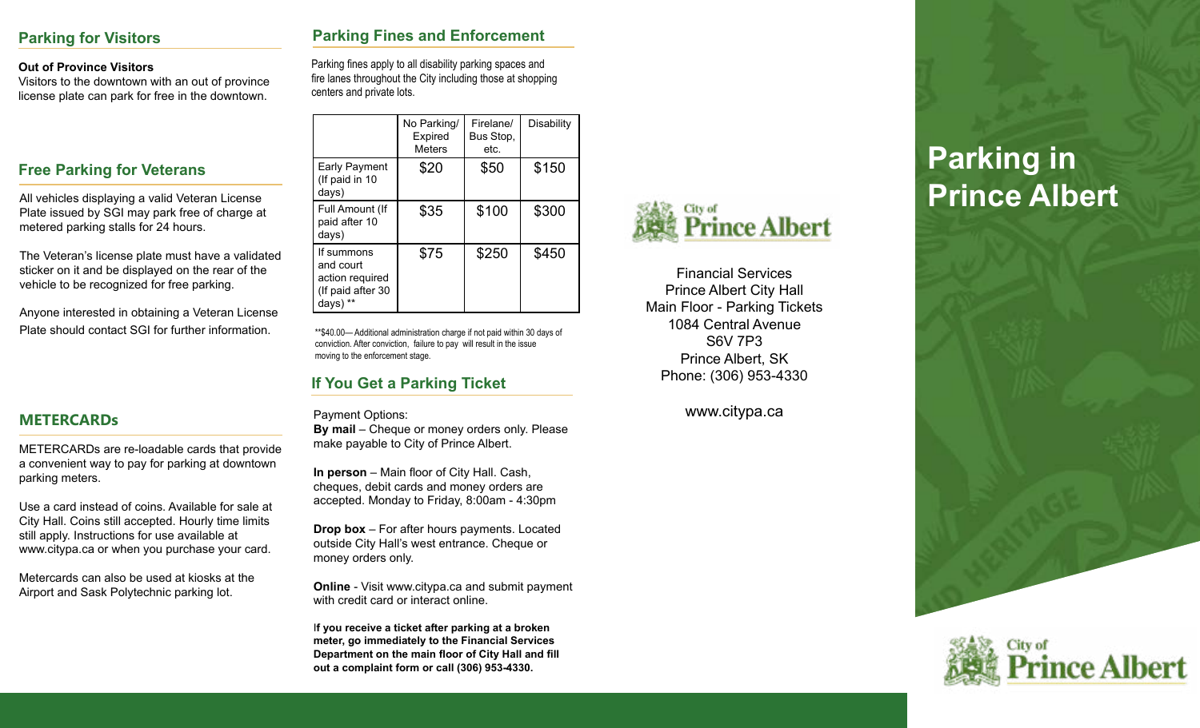## Parking for Visitors

**Out of Province Visitors**
Visitors to the downtown with an out of province license plate can park for free in the downtown.

## Free Parking for Veterans

All vehicles displaying a valid Veteran License Plate issued by SGI may park free of charge at metered parking stalls for 24 hours.

The Veteran's license plate must have a validated sticker on it and be displayed on the rear of the vehicle to be recognized for free parking.

Anyone interested in obtaining a Veteran License Plate should contact SGI for further information.

## METERCARDs

METERCARDs are re-loadable cards that provide a convenient way to pay for parking at downtown parking meters.

Use a card instead of coins. Available for sale at City Hall. Coins still accepted. Hourly time limits still apply. Instructions for use available at www.citypa.ca or when you purchase your card.

Metercards can also be used at kiosks at the Airport and Sask Polytechnic parking lot.

## Parking Fines and Enforcement

Parking fines apply to all disability parking spaces and fire lanes throughout the City including those at shopping centers and private lots.

| | No Parking/ Expired Meters | Firelane/ Bus Stop, etc. | Disability |
|---|---|---|---|
| Early Payment (If paid in 10 days) | $20 | $50 | $150 |
| Full Amount (If paid after 10 days) | $35 | $100 | $300 |
| If summons and court action required (If paid after 30 days) ** | $75 | $250 | $450 |

**$40.00— Additional administration charge if not paid within 30 days of conviction. After conviction, failure to pay will result in the issue moving to the enforcement stage.

## If You Get a Parking Ticket

Payment Options:
**By mail** – Cheque or money orders only. Please make payable to City of Prince Albert.

**In person** – Main floor of City Hall. Cash, cheques, debit cards and money orders are accepted. Monday to Friday, 8:00am - 4:30pm

**Drop box** – For after hours payments. Located outside City Hall's west entrance. Cheque or money orders only.

**Online** - Visit www.citypa.ca and submit payment with credit card or interact online.

**If you receive a ticket after parking at a broken meter, go immediately to the Financial Services Department on the main floor of City Hall and fill out a complaint form or call (306) 953-4330.**

City of Prince Albert

Financial Services
Prince Albert City Hall
Main Floor - Parking Tickets
1084 Central Avenue
S6V 7P3
Prince Albert, SK
Phone: (306) 953-4330

www.citypa.ca

# Parking in Prince Albert

City of Prince Albert